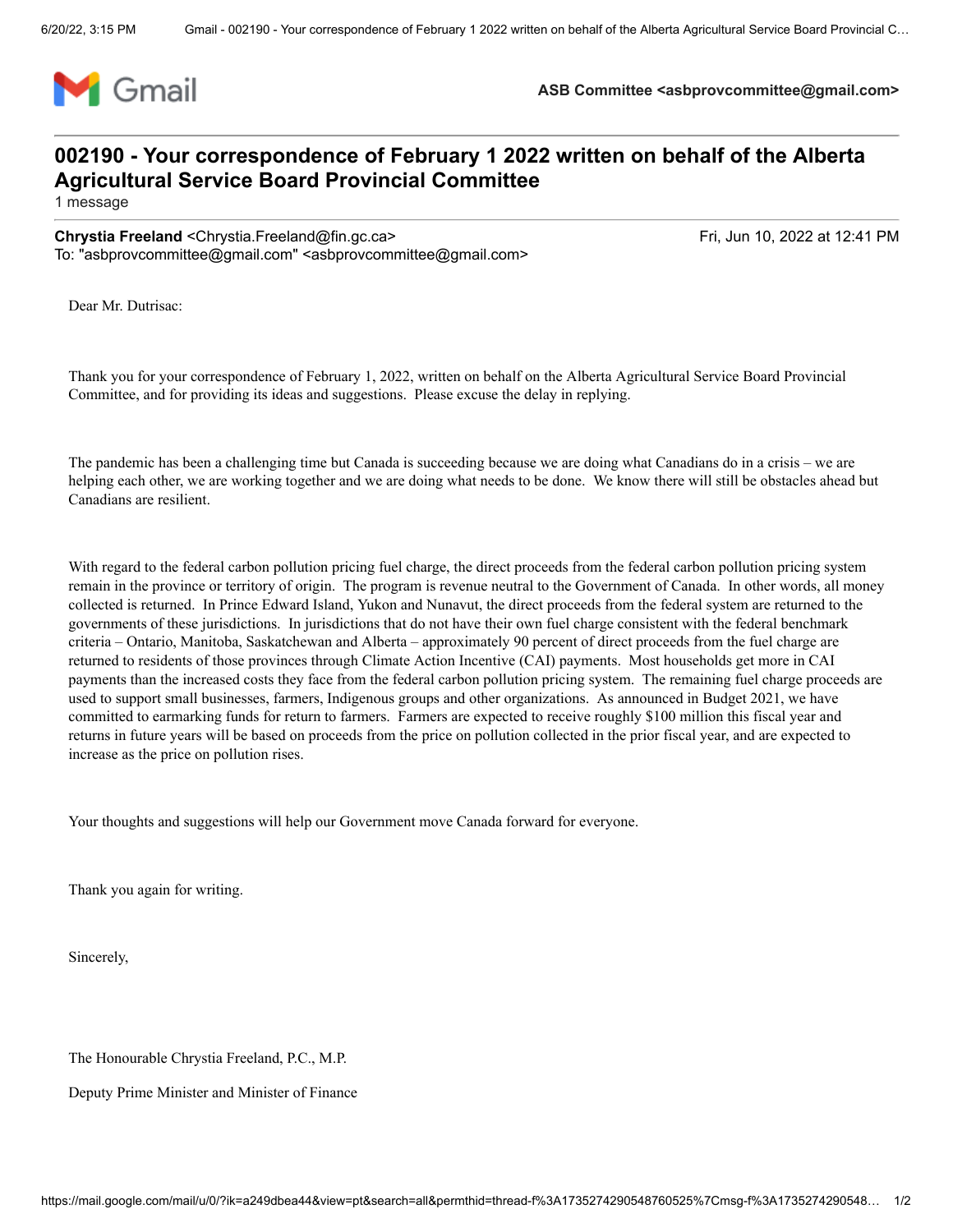ASB Committee <asbprovcommittee@gmail.com>

# 002190 - Your correspondence of February 1 2022 written on behalf of the Alberta Agricultural Service Board Provincial Committee

1 message

**Chrystia Freeland** <Chrystia.Freeland@fin.gc.ca> Fri, Jun 10, 2022 at 12:41 PM
To: "asbprovcommittee@gmail.com" <asbprovcommittee@gmail.com>

Dear Mr. Dutrisac:

Thank you for your correspondence of February 1, 2022, written on behalf on the Alberta Agricultural Service Board Provincial Committee, and for providing its ideas and suggestions. Please excuse the delay in replying.

The pandemic has been a challenging time but Canada is succeeding because we are doing what Canadians do in a crisis – we are helping each other, we are working together and we are doing what needs to be done. We know there will still be obstacles ahead but Canadians are resilient.

With regard to the federal carbon pollution pricing fuel charge, the direct proceeds from the federal carbon pollution pricing system remain in the province or territory of origin. The program is revenue neutral to the Government of Canada. In other words, all money collected is returned. In Prince Edward Island, Yukon and Nunavut, the direct proceeds from the federal system are returned to the governments of these jurisdictions. In jurisdictions that do not have their own fuel charge consistent with the federal benchmark criteria – Ontario, Manitoba, Saskatchewan and Alberta – approximately 90 percent of direct proceeds from the fuel charge are returned to residents of those provinces through Climate Action Incentive (CAI) payments. Most households get more in CAI payments than the increased costs they face from the federal carbon pollution pricing system. The remaining fuel charge proceeds are used to support small businesses, farmers, Indigenous groups and other organizations. As announced in Budget 2021, we have committed to earmarking funds for return to farmers. Farmers are expected to receive roughly $100 million this fiscal year and returns in future years will be based on proceeds from the price on pollution collected in the prior fiscal year, and are expected to increase as the price on pollution rises.

Your thoughts and suggestions will help our Government move Canada forward for everyone.

Thank you again for writing.

Sincerely,

The Honourable Chrystia Freeland, P.C., M.P.

Deputy Prime Minister and Minister of Finance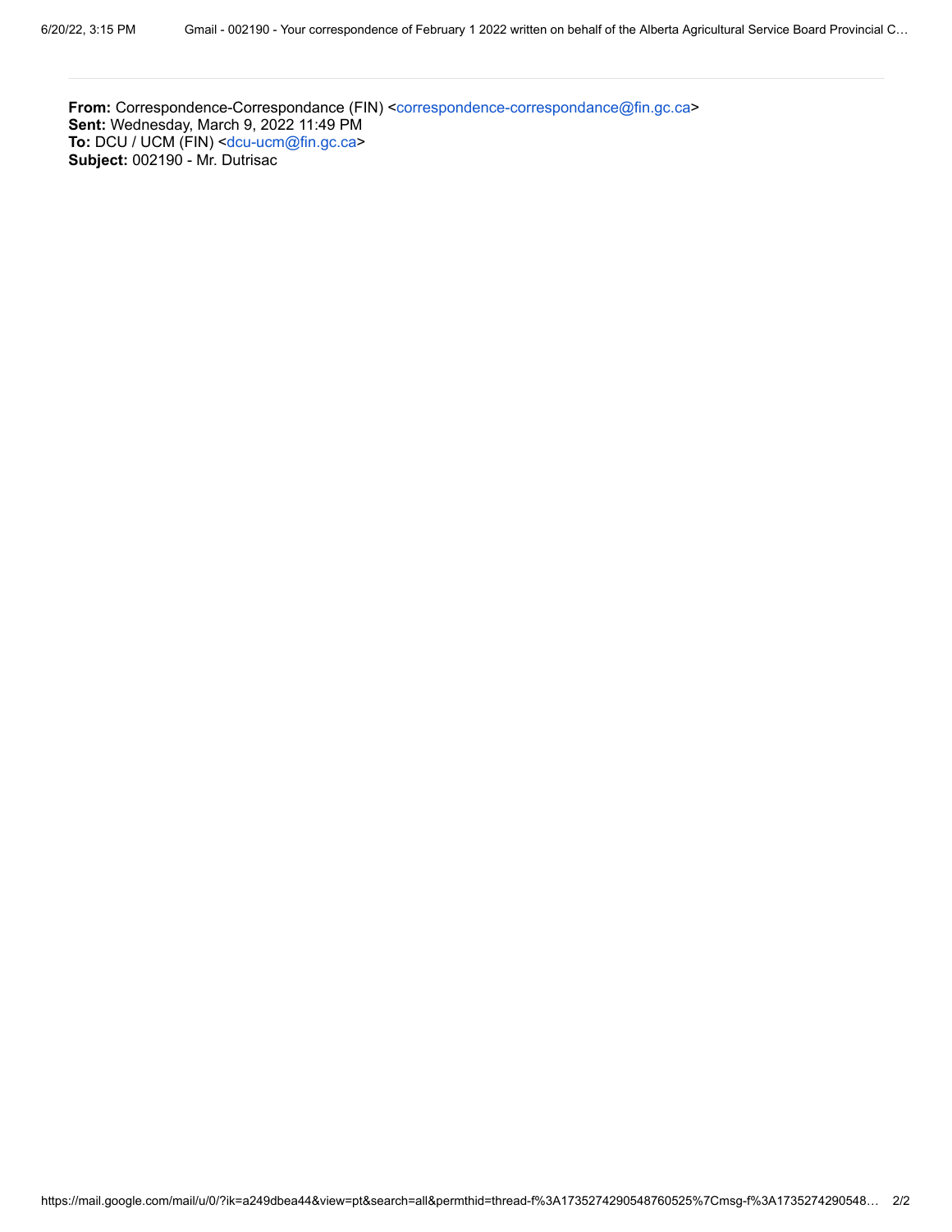**From:** Correspondence-Correspondance (FIN) <correspondence-correspondance@fin.gc.ca>
**Sent:** Wednesday, March 9, 2022 11:49 PM
**To:** DCU / UCM (FIN) <dcu-ucm@fin.gc.ca>
**Subject:** 002190 - Mr. Dutrisac